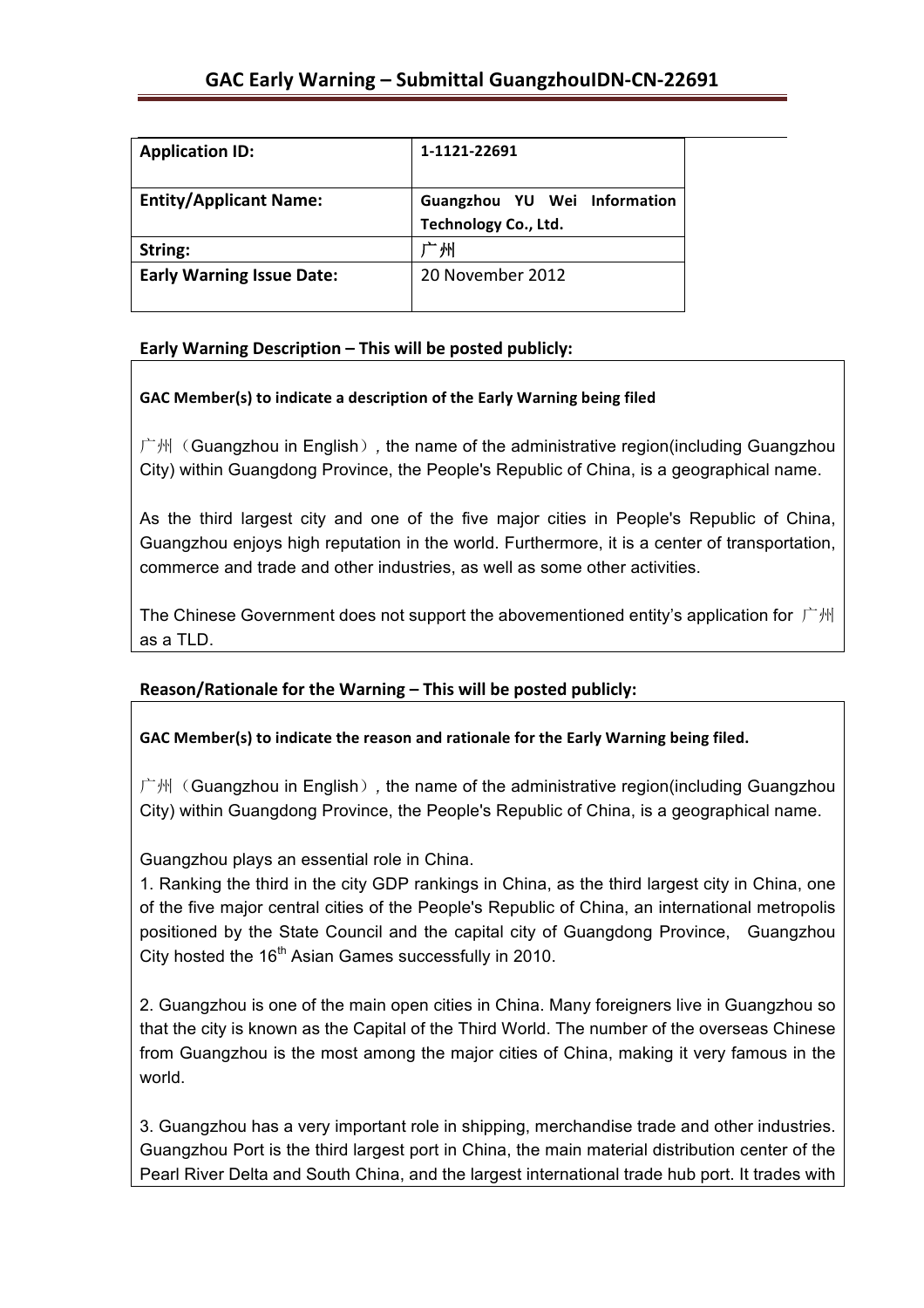# GAC Early Warning – Submittal GuangzhouIDN-CN-22691

| | |
|---|---|
| **Application ID:** | **1-1121-22691** |
| **Entity/Applicant Name:** | **Guangzhou YU Wei Information Technology Co., Ltd.** |
| **String:** | 广州 |
| **Early Warning Issue Date:** | 20 November 2012 |

## Early Warning Description – This will be posted publicly:

**GAC Member(s) to indicate a description of the Early Warning being filed**

广州（Guangzhou in English）, the name of the administrative region(including Guangzhou City) within Guangdong Province, the People's Republic of China, is a geographical name.

As the third largest city and one of the five major cities in People's Republic of China, Guangzhou enjoys high reputation in the world. Furthermore, it is a center of transportation, commerce and trade and other industries, as well as some other activities.

The Chinese Government does not support the abovementioned entity's application for 广州 as a TLD.

## Reason/Rationale for the Warning – This will be posted publicly:

**GAC Member(s) to indicate the reason and rationale for the Early Warning being filed.**

广州（Guangzhou in English）, the name of the administrative region(including Guangzhou City) within Guangdong Province, the People's Republic of China, is a geographical name.

Guangzhou plays an essential role in China.

1. Ranking the third in the city GDP rankings in China, as the third largest city in China, one of the five major central cities of the People's Republic of China, an international metropolis positioned by the State Council and the capital city of Guangdong Province, Guangzhou City hosted the 16th Asian Games successfully in 2010.

2. Guangzhou is one of the main open cities in China. Many foreigners live in Guangzhou so that the city is known as the Capital of the Third World. The number of the overseas Chinese from Guangzhou is the most among the major cities of China, making it very famous in the world.

3. Guangzhou has a very important role in shipping, merchandise trade and other industries. Guangzhou Port is the third largest port in China, the main material distribution center of the Pearl River Delta and South China, and the largest international trade hub port. It trades with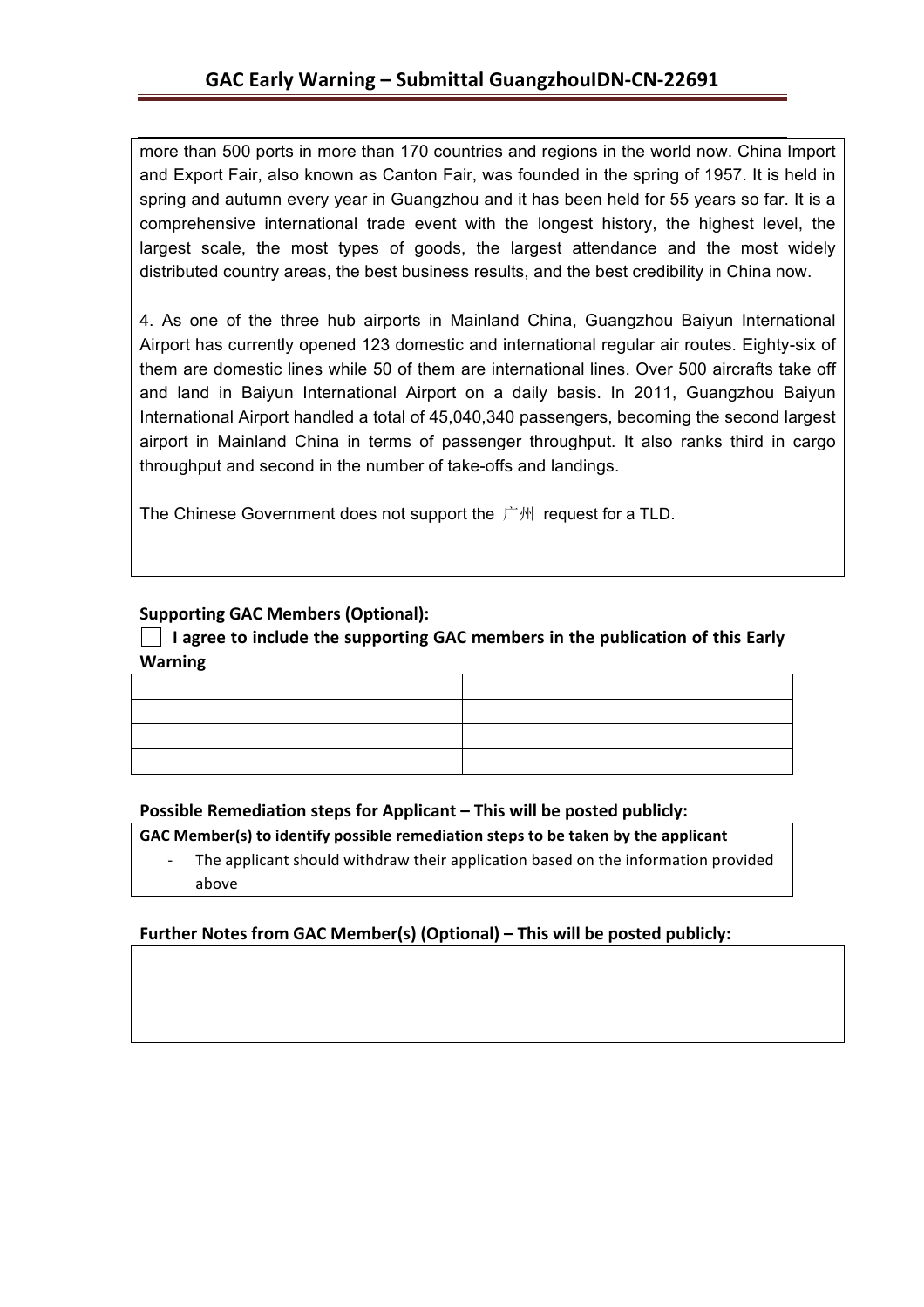more than 500 ports in more than 170 countries and regions in the world now. China Import and Export Fair, also known as Canton Fair, was founded in the spring of 1957. It is held in spring and autumn every year in Guangzhou and it has been held for 55 years so far. It is a comprehensive international trade event with the longest history, the highest level, the largest scale, the most types of goods, the largest attendance and the most widely distributed country areas, the best business results, and the best credibility in China now.

4. As one of the three hub airports in Mainland China, Guangzhou Baiyun International Airport has currently opened 123 domestic and international regular air routes. Eighty-six of them are domestic lines while 50 of them are international lines. Over 500 aircrafts take off and land in Baiyun International Airport on a daily basis. In 2011, Guangzhou Baiyun International Airport handled a total of 45,040,340 passengers, becoming the second largest airport in Mainland China in terms of passenger throughput. It also ranks third in cargo throughput and second in the number of take-offs and landings.

The Chinese Government does not support the 广州 request for a TLD.

**Supporting GAC Members (Optional):**

☐ **I agree to include the supporting GAC members in the publication of this Early Warning**

| | |
|---|---|
| | |
| | |
| | |
| | |

**Possible Remediation steps for Applicant – This will be posted publicly:**

**GAC Member(s) to identify possible remediation steps to be taken by the applicant**

- The applicant should withdraw their application based on the information provided above

**Further Notes from GAC Member(s) (Optional) – This will be posted publicly:**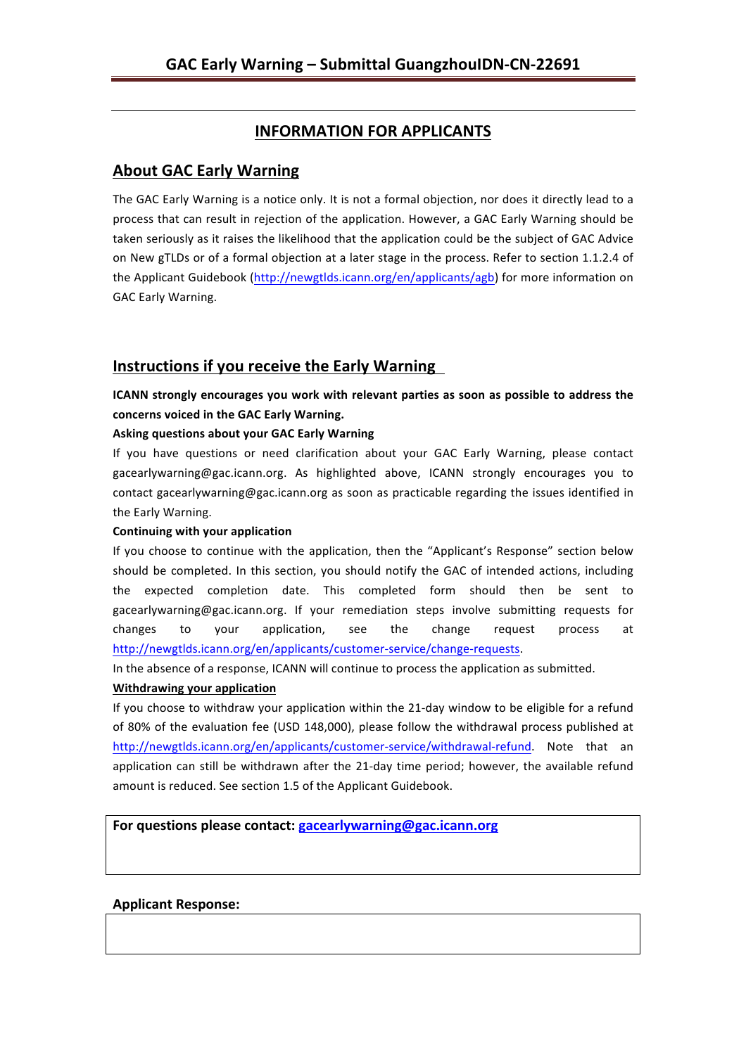## INFORMATION FOR APPLICANTS

### About GAC Early Warning

The GAC Early Warning is a notice only. It is not a formal objection, nor does it directly lead to a process that can result in rejection of the application. However, a GAC Early Warning should be taken seriously as it raises the likelihood that the application could be the subject of GAC Advice on New gTLDs or of a formal objection at a later stage in the process. Refer to section 1.1.2.4 of the Applicant Guidebook (http://newgtlds.icann.org/en/applicants/agb) for more information on GAC Early Warning.

### Instructions if you receive the Early Warning

**ICANN strongly encourages you work with relevant parties as soon as possible to address the concerns voiced in the GAC Early Warning.**

**Asking questions about your GAC Early Warning**

If you have questions or need clarification about your GAC Early Warning, please contact gacearlywarning@gac.icann.org. As highlighted above, ICANN strongly encourages you to contact gacearlywarning@gac.icann.org as soon as practicable regarding the issues identified in the Early Warning.

**Continuing with your application**

If you choose to continue with the application, then the "Applicant's Response" section below should be completed. In this section, you should notify the GAC of intended actions, including the expected completion date. This completed form should then be sent to gacearlywarning@gac.icann.org. If your remediation steps involve submitting requests for changes to your application, see the change request process at http://newgtlds.icann.org/en/applicants/customer-service/change-requests.

In the absence of a response, ICANN will continue to process the application as submitted.

**Withdrawing your application**

If you choose to withdraw your application within the 21-day window to be eligible for a refund of 80% of the evaluation fee (USD 148,000), please follow the withdrawal process published at http://newgtlds.icann.org/en/applicants/customer-service/withdrawal-refund. Note that an application can still be withdrawn after the 21-day time period; however, the available refund amount is reduced. See section 1.5 of the Applicant Guidebook.

**For questions please contact: gacearlywarning@gac.icann.org**

**Applicant Response:**